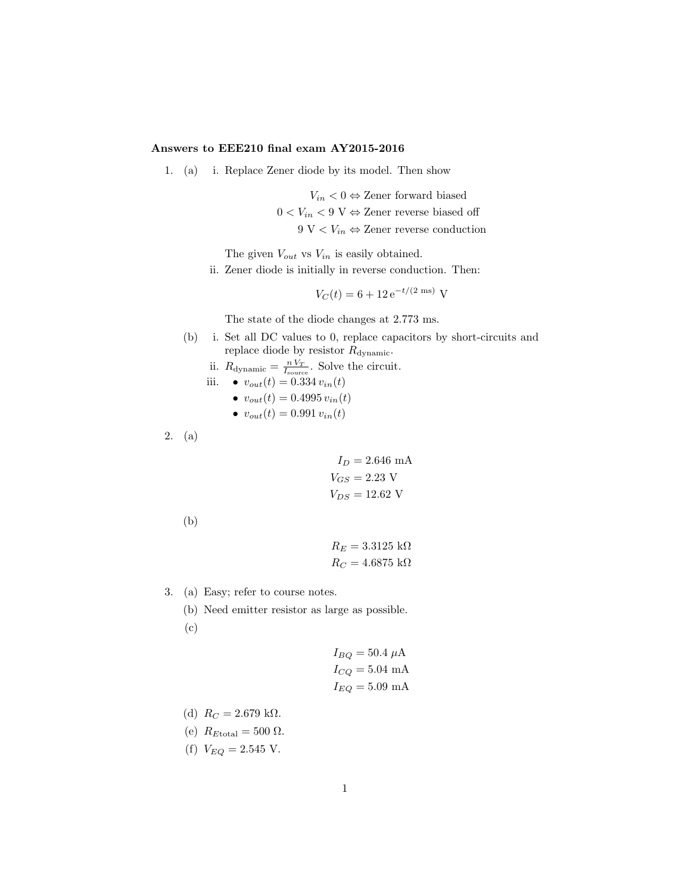**Answers to EEE210 final exam AY2015-2016**

1. (a)
   i. Replace Zener diode by its model. Then show

   $$\begin{aligned} V_{in} < 0 &\Leftrightarrow \text{Zener forward biased} \\ 0 < V_{in} < 9\ \text{V} &\Leftrightarrow \text{Zener reverse biased off} \\ 9\ \text{V} < V_{in} &\Leftrightarrow \text{Zener reverse conduction} \end{aligned}$$

   The given $V_{out}$ vs $V_{in}$ is easily obtained.

   ii. Zener diode is initially in reverse conduction. Then:

   $$V_C(t) = 6 + 12\,\mathrm{e}^{-t/(2\ \text{ms})}\ \text{V}$$

   The state of the diode changes at 2.773 ms.

   (b)
   i. Set all DC values to 0, replace capacitors by short-circuits and replace diode by resistor $R_{\text{dynamic}}$.

   ii. $R_{\text{dynamic}} = \frac{n\,V_T}{I_{\text{source}}}$. Solve the circuit.

   iii.
   - $v_{out}(t) = 0.334\,v_{in}(t)$
   - $v_{out}(t) = 0.4995\,v_{in}(t)$
   - $v_{out}(t) = 0.991\,v_{in}(t)$

2. (a)

   $$\begin{aligned} I_D &= 2.646\ \text{mA} \\ V_{GS} &= 2.23\ \text{V} \\ V_{DS} &= 12.62\ \text{V} \end{aligned}$$

   (b)

   $$\begin{aligned} R_E &= 3.3125\ \text{k}\Omega \\ R_C &= 4.6875\ \text{k}\Omega \end{aligned}$$

3. (a) Easy; refer to course notes.

   (b) Need emitter resistor as large as possible.

   (c)

   $$\begin{aligned} I_{BQ} &= 50.4\ \mu\text{A} \\ I_{CQ} &= 5.04\ \text{mA} \\ I_{EQ} &= 5.09\ \text{mA} \end{aligned}$$

   (d) $R_C = 2.679\ \text{k}\Omega$.

   (e) $R_{E\text{total}} = 500\ \Omega$.

   (f) $V_{EQ} = 2.545$ V.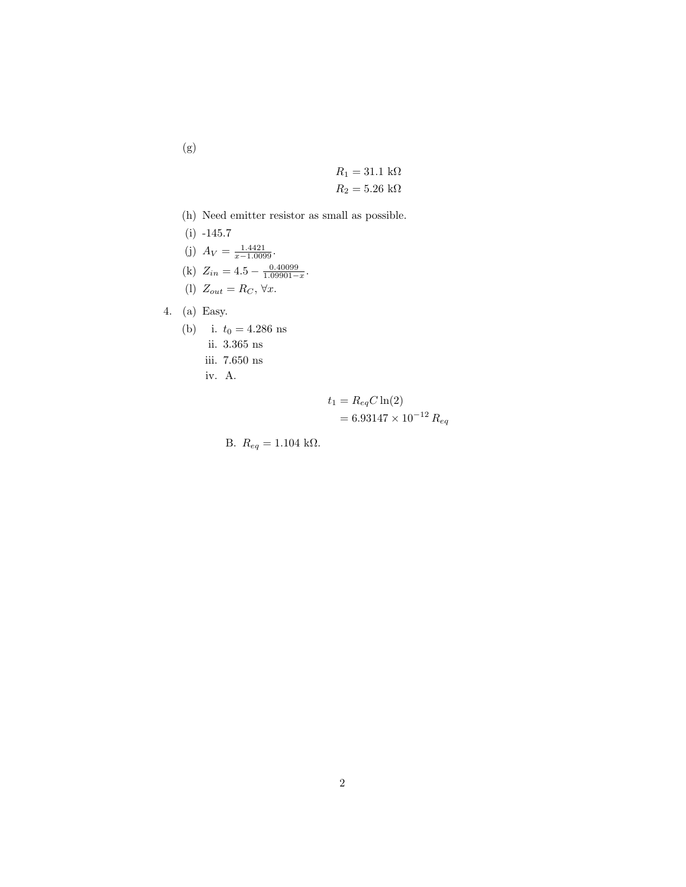(g)

$$R_1 = 31.1 \text{ k}\Omega$$
$$R_2 = 5.26 \text{ k}\Omega$$

(h) Need emitter resistor as small as possible.

(i) -145.7

(j) $A_V = \frac{1.4421}{x-1.0099}$.

(k) $Z_{in} = 4.5 - \frac{0.40099}{1.09901-x}$.

(l) $Z_{out} = R_C$, $\forall x$.

4. (a) Easy.

   (b) i. $t_0 = 4.286$ ns

      ii. 3.365 ns

      iii. 7.650 ns

      iv. A.

$$\begin{aligned} t_1 &= R_{eq} C \ln(2) \\ &= 6.93147 \times 10^{-12} \, R_{eq} \end{aligned}$$

         B. $R_{eq} = 1.104 \text{ k}\Omega$.